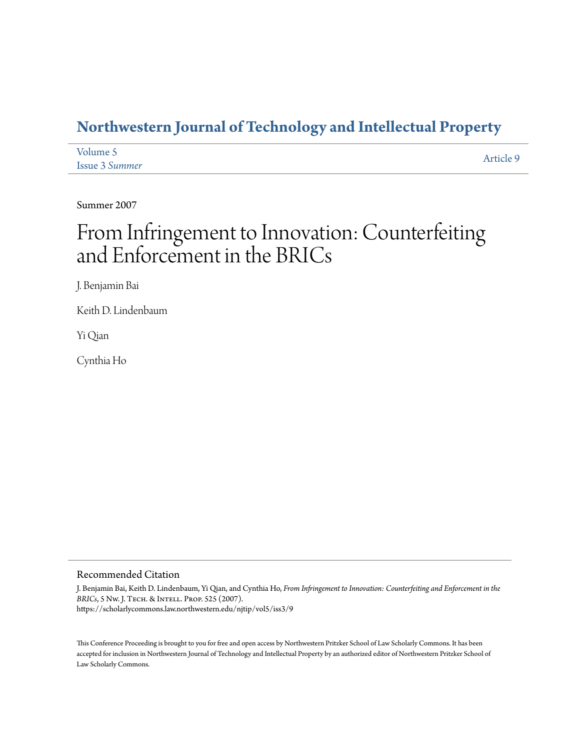# Northwestern Journal of Technology and Intellectual Property

Volume 5
Issue 3 *Summer*

Article 9

Summer 2007

# From Infringement to Innovation: Counterfeiting and Enforcement in the BRICs

J. Benjamin Bai

Keith D. Lindenbaum

Yi Qian

Cynthia Ho

## Recommended Citation

J. Benjamin Bai, Keith D. Lindenbaum, Yi Qian, and Cynthia Ho, *From Infringement to Innovation: Counterfeiting and Enforcement in the BRICs*, 5 Nw. J. Tech. & Intell. Prop. 525 (2007).
https://scholarlycommons.law.northwestern.edu/njtip/vol5/iss3/9

This Conference Proceeding is brought to you for free and open access by Northwestern Pritzker School of Law Scholarly Commons. It has been accepted for inclusion in Northwestern Journal of Technology and Intellectual Property by an authorized editor of Northwestern Pritzker School of Law Scholarly Commons.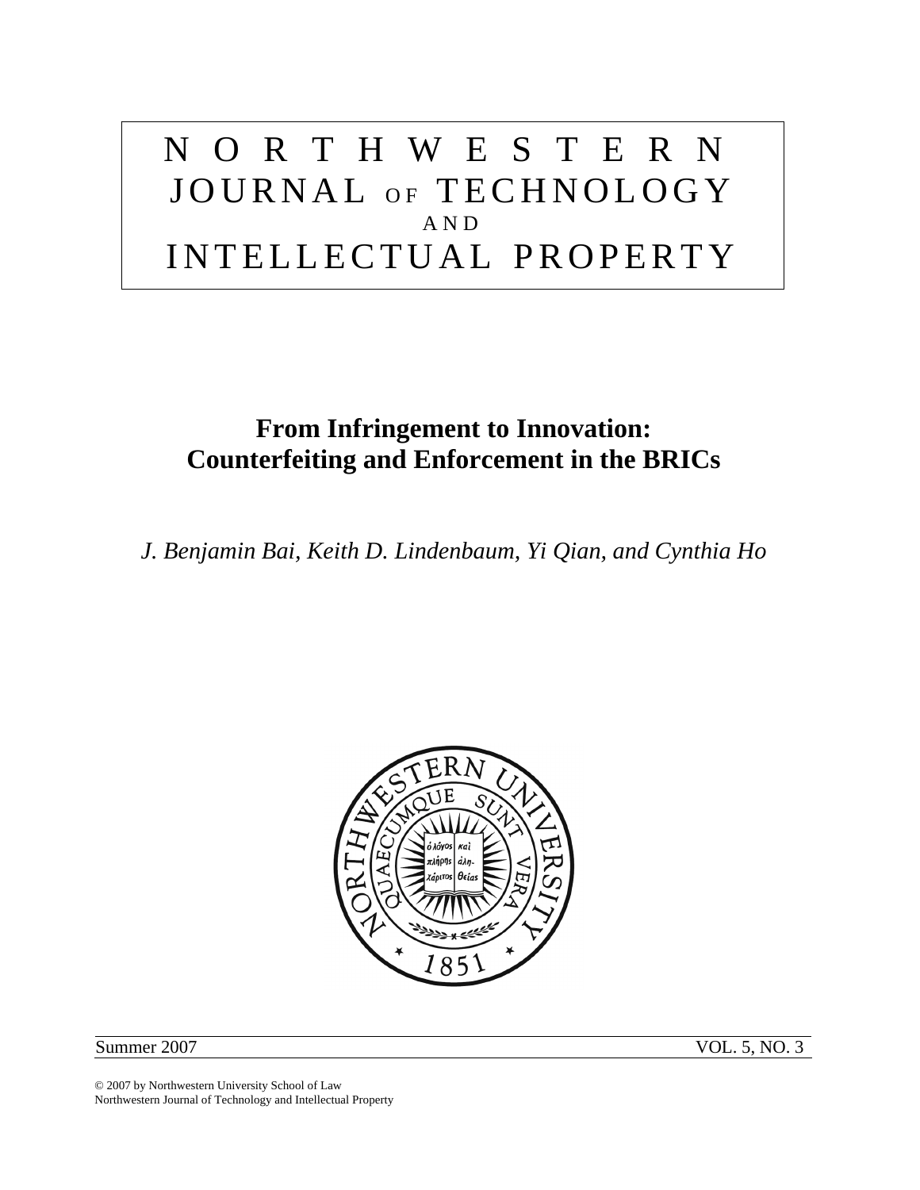# NORTHWESTERN JOURNAL OF TECHNOLOGY AND INTELLECTUAL PROPERTY

## From Infringement to Innovation: Counterfeiting and Enforcement in the BRICs

*J. Benjamin Bai, Keith D. Lindenbaum, Yi Qian, and Cynthia Ho*

Summer 2007 VOL. 5, NO. 3

© 2007 by Northwestern University School of Law
Northwestern Journal of Technology and Intellectual Property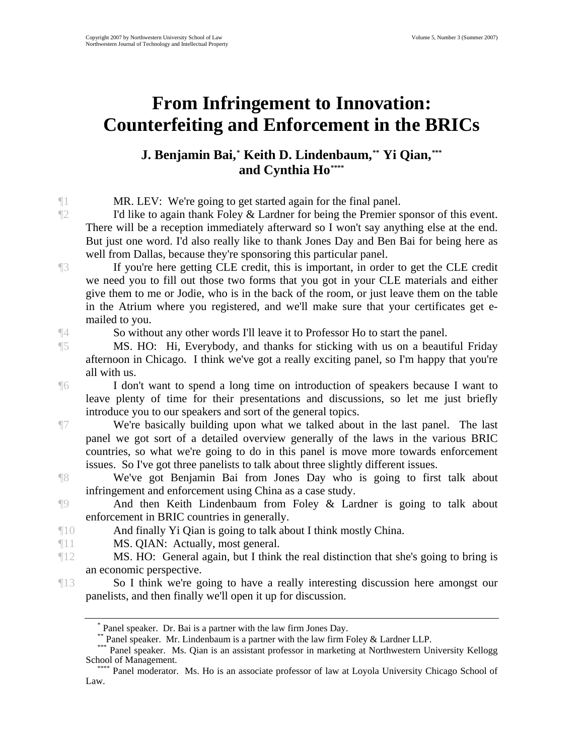# From Infringement to Innovation: Counterfeiting and Enforcement in the BRICs

**J. Benjamin Bai,[*] Keith D. Lindenbaum,[**] Yi Qian,[***] and Cynthia Ho[****]**

¶1 MR. LEV: We're going to get started again for the final panel.

¶2 I'd like to again thank Foley & Lardner for being the Premier sponsor of this event. There will be a reception immediately afterward so I won't say anything else at the end. But just one word. I'd also really like to thank Jones Day and Ben Bai for being here as well from Dallas, because they're sponsoring this particular panel.

¶3 If you're here getting CLE credit, this is important, in order to get the CLE credit we need you to fill out those two forms that you got in your CLE materials and either give them to me or Jodie, who is in the back of the room, or just leave them on the table in the Atrium where you registered, and we'll make sure that your certificates get e-mailed to you.

¶4 So without any other words I'll leave it to Professor Ho to start the panel.

¶5 MS. HO: Hi, Everybody, and thanks for sticking with us on a beautiful Friday afternoon in Chicago. I think we've got a really exciting panel, so I'm happy that you're all with us.

¶6 I don't want to spend a long time on introduction of speakers because I want to leave plenty of time for their presentations and discussions, so let me just briefly introduce you to our speakers and sort of the general topics.

¶7 We're basically building upon what we talked about in the last panel. The last panel we got sort of a detailed overview generally of the laws in the various BRIC countries, so what we're going to do in this panel is move more towards enforcement issues. So I've got three panelists to talk about three slightly different issues.

¶8 We've got Benjamin Bai from Jones Day who is going to first talk about infringement and enforcement using China as a case study.

¶9 And then Keith Lindenbaum from Foley & Lardner is going to talk about enforcement in BRIC countries in generally.

¶10 And finally Yi Qian is going to talk about I think mostly China.

¶11 MS. QIAN: Actually, most general.

¶12 MS. HO: General again, but I think the real distinction that she's going to bring is an economic perspective.

¶13 So I think we're going to have a really interesting discussion here amongst our panelists, and then finally we'll open it up for discussion.

---

[*] Panel speaker. Dr. Bai is a partner with the law firm Jones Day.

[**] Panel speaker. Mr. Lindenbaum is a partner with the law firm Foley & Lardner LLP.

[***] Panel speaker. Ms. Qian is an assistant professor in marketing at Northwestern University Kellogg School of Management.

[****] Panel moderator. Ms. Ho is an associate professor of law at Loyola University Chicago School of Law.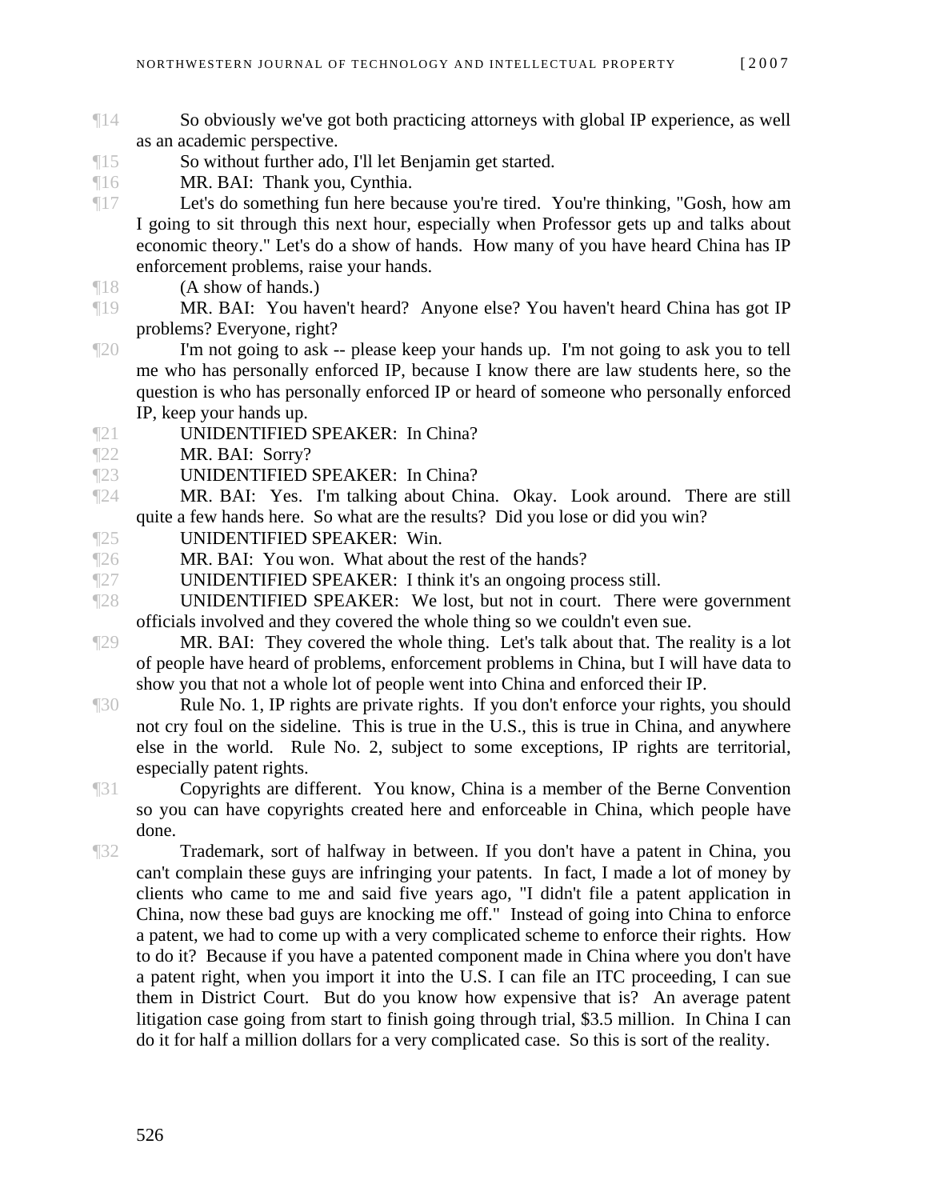¶14 So obviously we've got both practicing attorneys with global IP experience, as well as an academic perspective.

¶15 So without further ado, I'll let Benjamin get started.

¶16 MR. BAI: Thank you, Cynthia.

¶17 Let's do something fun here because you're tired. You're thinking, "Gosh, how am I going to sit through this next hour, especially when Professor gets up and talks about economic theory." Let's do a show of hands. How many of you have heard China has IP enforcement problems, raise your hands.

¶18 (A show of hands.)

¶19 MR. BAI: You haven't heard? Anyone else? You haven't heard China has got IP problems? Everyone, right?

¶20 I'm not going to ask -- please keep your hands up. I'm not going to ask you to tell me who has personally enforced IP, because I know there are law students here, so the question is who has personally enforced IP or heard of someone who personally enforced IP, keep your hands up.

¶21 UNIDENTIFIED SPEAKER: In China?

¶22 MR. BAI: Sorry?

¶23 UNIDENTIFIED SPEAKER: In China?

¶24 MR. BAI: Yes. I'm talking about China. Okay. Look around. There are still quite a few hands here. So what are the results? Did you lose or did you win?

¶25 UNIDENTIFIED SPEAKER: Win.

¶26 MR. BAI: You won. What about the rest of the hands?

¶27 UNIDENTIFIED SPEAKER: I think it's an ongoing process still.

¶28 UNIDENTIFIED SPEAKER: We lost, but not in court. There were government officials involved and they covered the whole thing so we couldn't even sue.

¶29 MR. BAI: They covered the whole thing. Let's talk about that. The reality is a lot of people have heard of problems, enforcement problems in China, but I will have data to show you that not a whole lot of people went into China and enforced their IP.

¶30 Rule No. 1, IP rights are private rights. If you don't enforce your rights, you should not cry foul on the sideline. This is true in the U.S., this is true in China, and anywhere else in the world. Rule No. 2, subject to some exceptions, IP rights are territorial, especially patent rights.

¶31 Copyrights are different. You know, China is a member of the Berne Convention so you can have copyrights created here and enforceable in China, which people have done.

¶32 Trademark, sort of halfway in between. If you don't have a patent in China, you can't complain these guys are infringing your patents. In fact, I made a lot of money by clients who came to me and said five years ago, "I didn't file a patent application in China, now these bad guys are knocking me off." Instead of going into China to enforce a patent, we had to come up with a very complicated scheme to enforce their rights. How to do it? Because if you have a patented component made in China where you don't have a patent right, when you import it into the U.S. I can file an ITC proceeding, I can sue them in District Court. But do you know how expensive that is? An average patent litigation case going from start to finish going through trial, $3.5 million. In China I can do it for half a million dollars for a very complicated case. So this is sort of the reality.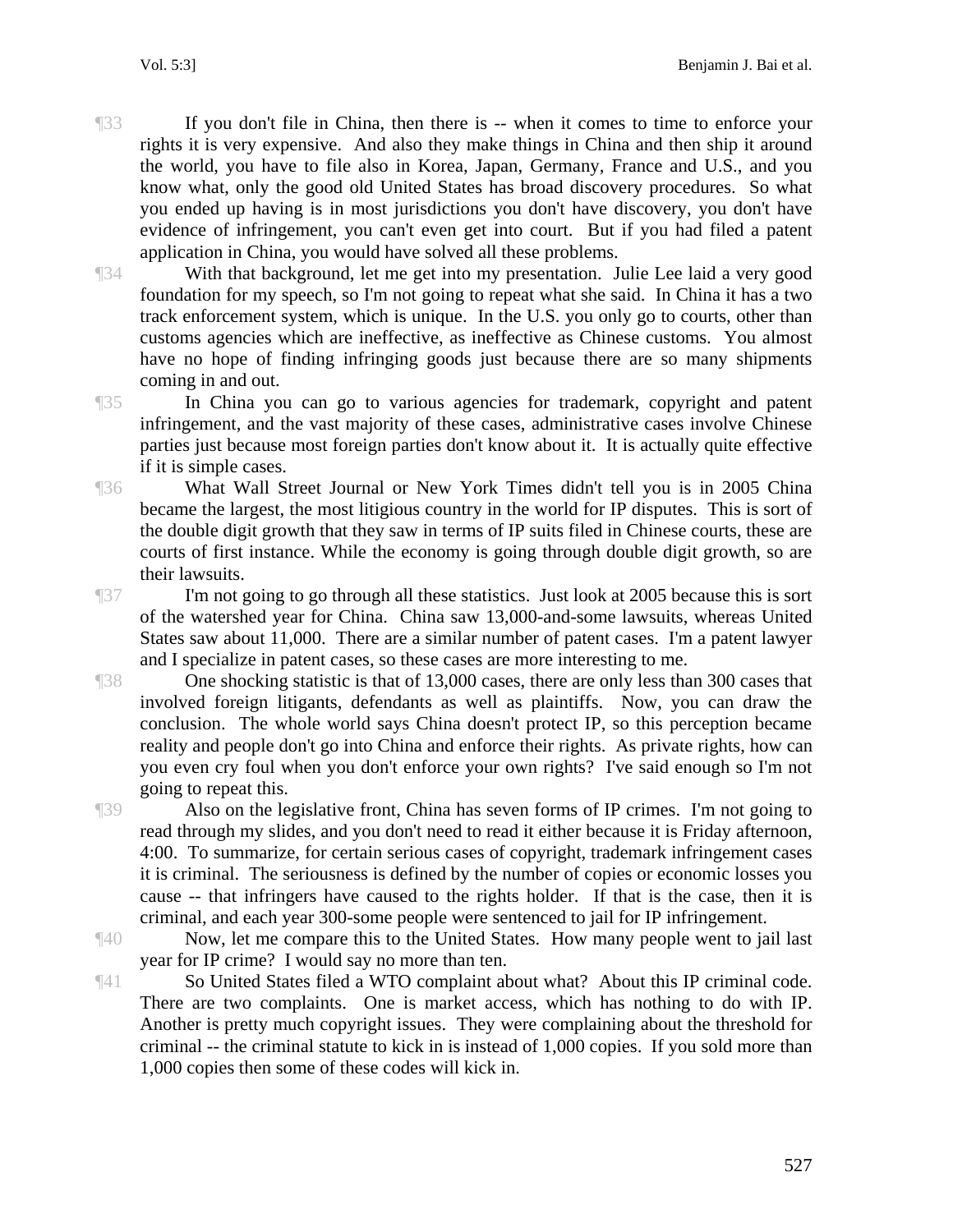¶33 If you don't file in China, then there is -- when it comes to time to enforce your rights it is very expensive. And also they make things in China and then ship it around the world, you have to file also in Korea, Japan, Germany, France and U.S., and you know what, only the good old United States has broad discovery procedures. So what you ended up having is in most jurisdictions you don't have discovery, you don't have evidence of infringement, you can't even get into court. But if you had filed a patent application in China, you would have solved all these problems.

¶34 With that background, let me get into my presentation. Julie Lee laid a very good foundation for my speech, so I'm not going to repeat what she said. In China it has a two track enforcement system, which is unique. In the U.S. you only go to courts, other than customs agencies which are ineffective, as ineffective as Chinese customs. You almost have no hope of finding infringing goods just because there are so many shipments coming in and out.

¶35 In China you can go to various agencies for trademark, copyright and patent infringement, and the vast majority of these cases, administrative cases involve Chinese parties just because most foreign parties don't know about it. It is actually quite effective if it is simple cases.

¶36 What Wall Street Journal or New York Times didn't tell you is in 2005 China became the largest, the most litigious country in the world for IP disputes. This is sort of the double digit growth that they saw in terms of IP suits filed in Chinese courts, these are courts of first instance. While the economy is going through double digit growth, so are their lawsuits.

¶37 I'm not going to go through all these statistics. Just look at 2005 because this is sort of the watershed year for China. China saw 13,000-and-some lawsuits, whereas United States saw about 11,000. There are a similar number of patent cases. I'm a patent lawyer and I specialize in patent cases, so these cases are more interesting to me.

¶38 One shocking statistic is that of 13,000 cases, there are only less than 300 cases that involved foreign litigants, defendants as well as plaintiffs. Now, you can draw the conclusion. The whole world says China doesn't protect IP, so this perception became reality and people don't go into China and enforce their rights. As private rights, how can you even cry foul when you don't enforce your own rights? I've said enough so I'm not going to repeat this.

¶39 Also on the legislative front, China has seven forms of IP crimes. I'm not going to read through my slides, and you don't need to read it either because it is Friday afternoon, 4:00. To summarize, for certain serious cases of copyright, trademark infringement cases it is criminal. The seriousness is defined by the number of copies or economic losses you cause -- that infringers have caused to the rights holder. If that is the case, then it is criminal, and each year 300-some people were sentenced to jail for IP infringement.

¶40 Now, let me compare this to the United States. How many people went to jail last year for IP crime? I would say no more than ten.

¶41 So United States filed a WTO complaint about what? About this IP criminal code. There are two complaints. One is market access, which has nothing to do with IP. Another is pretty much copyright issues. They were complaining about the threshold for criminal -- the criminal statute to kick in is instead of 1,000 copies. If you sold more than 1,000 copies then some of these codes will kick in.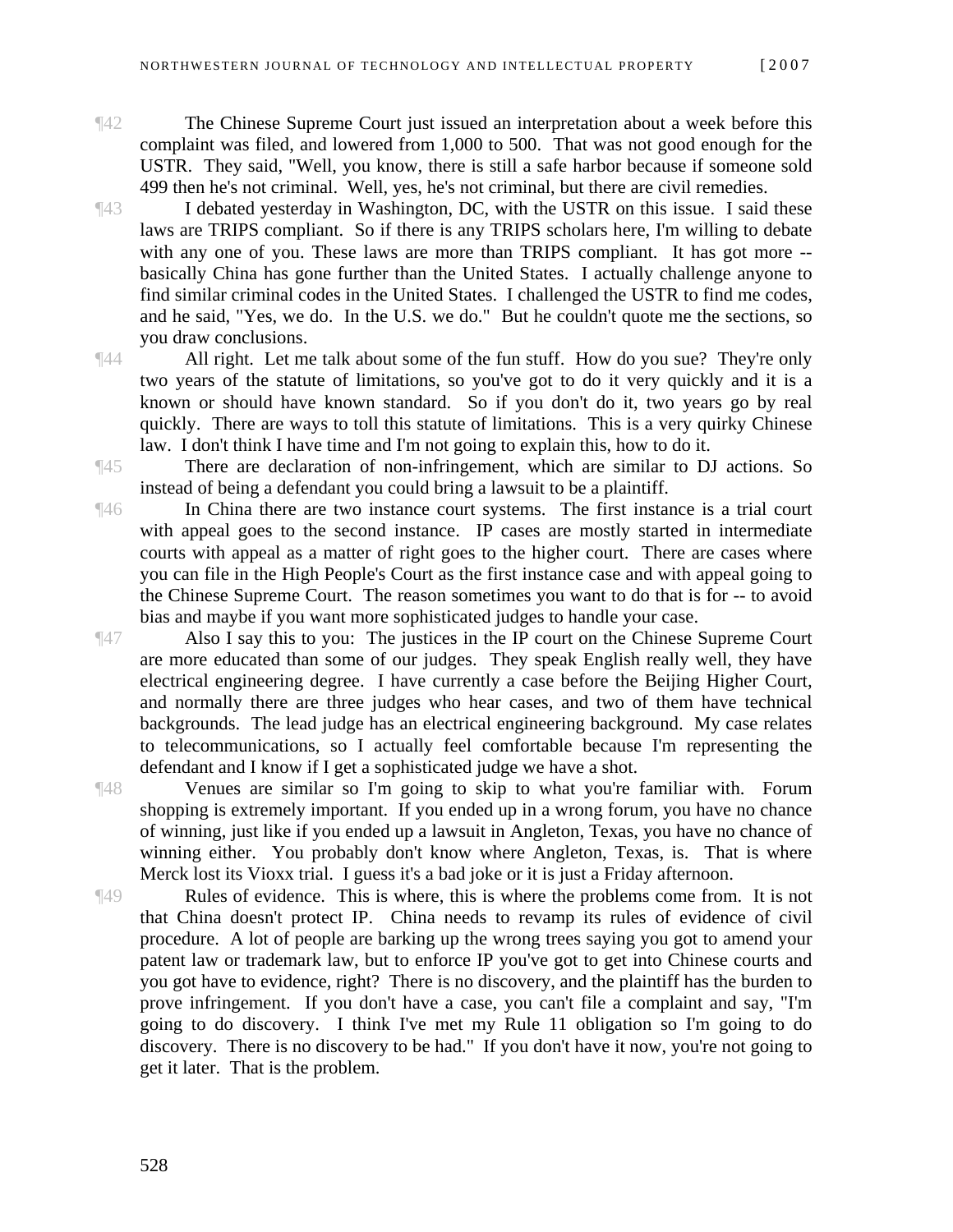¶42 The Chinese Supreme Court just issued an interpretation about a week before this complaint was filed, and lowered from 1,000 to 500. That was not good enough for the USTR. They said, "Well, you know, there is still a safe harbor because if someone sold 499 then he's not criminal. Well, yes, he's not criminal, but there are civil remedies.

¶43 I debated yesterday in Washington, DC, with the USTR on this issue. I said these laws are TRIPS compliant. So if there is any TRIPS scholars here, I'm willing to debate with any one of you. These laws are more than TRIPS compliant. It has got more -- basically China has gone further than the United States. I actually challenge anyone to find similar criminal codes in the United States. I challenged the USTR to find me codes, and he said, "Yes, we do. In the U.S. we do." But he couldn't quote me the sections, so you draw conclusions.

¶44 All right. Let me talk about some of the fun stuff. How do you sue? They're only two years of the statute of limitations, so you've got to do it very quickly and it is a known or should have known standard. So if you don't do it, two years go by real quickly. There are ways to toll this statute of limitations. This is a very quirky Chinese law. I don't think I have time and I'm not going to explain this, how to do it.

¶45 There are declaration of non-infringement, which are similar to DJ actions. So instead of being a defendant you could bring a lawsuit to be a plaintiff.

¶46 In China there are two instance court systems. The first instance is a trial court with appeal goes to the second instance. IP cases are mostly started in intermediate courts with appeal as a matter of right goes to the higher court. There are cases where you can file in the High People's Court as the first instance case and with appeal going to the Chinese Supreme Court. The reason sometimes you want to do that is for -- to avoid bias and maybe if you want more sophisticated judges to handle your case.

¶47 Also I say this to you: The justices in the IP court on the Chinese Supreme Court are more educated than some of our judges. They speak English really well, they have electrical engineering degree. I have currently a case before the Beijing Higher Court, and normally there are three judges who hear cases, and two of them have technical backgrounds. The lead judge has an electrical engineering background. My case relates to telecommunications, so I actually feel comfortable because I'm representing the defendant and I know if I get a sophisticated judge we have a shot.

¶48 Venues are similar so I'm going to skip to what you're familiar with. Forum shopping is extremely important. If you ended up in a wrong forum, you have no chance of winning, just like if you ended up a lawsuit in Angleton, Texas, you have no chance of winning either. You probably don't know where Angleton, Texas, is. That is where Merck lost its Vioxx trial. I guess it's a bad joke or it is just a Friday afternoon.

¶49 Rules of evidence. This is where, this is where the problems come from. It is not that China doesn't protect IP. China needs to revamp its rules of evidence of civil procedure. A lot of people are barking up the wrong trees saying you got to amend your patent law or trademark law, but to enforce IP you've got to get into Chinese courts and you got have to evidence, right? There is no discovery, and the plaintiff has the burden to prove infringement. If you don't have a case, you can't file a complaint and say, "I'm going to do discovery. I think I've met my Rule 11 obligation so I'm going to do discovery. There is no discovery to be had." If you don't have it now, you're not going to get it later. That is the problem.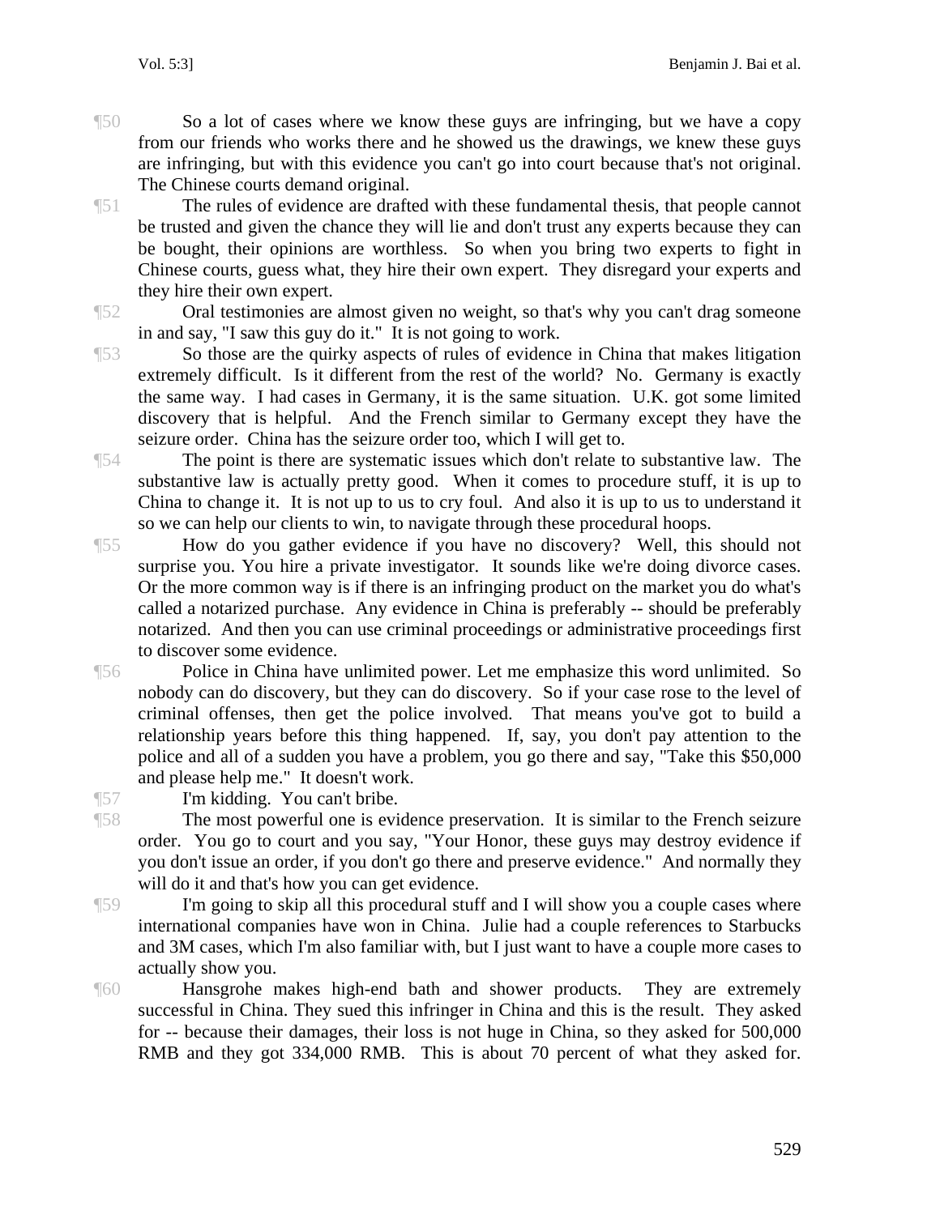¶50 So a lot of cases where we know these guys are infringing, but we have a copy from our friends who works there and he showed us the drawings, we knew these guys are infringing, but with this evidence you can't go into court because that's not original. The Chinese courts demand original.

¶51 The rules of evidence are drafted with these fundamental thesis, that people cannot be trusted and given the chance they will lie and don't trust any experts because they can be bought, their opinions are worthless. So when you bring two experts to fight in Chinese courts, guess what, they hire their own expert. They disregard your experts and they hire their own expert.

¶52 Oral testimonies are almost given no weight, so that's why you can't drag someone in and say, "I saw this guy do it." It is not going to work.

¶53 So those are the quirky aspects of rules of evidence in China that makes litigation extremely difficult. Is it different from the rest of the world? No. Germany is exactly the same way. I had cases in Germany, it is the same situation. U.K. got some limited discovery that is helpful. And the French similar to Germany except they have the seizure order. China has the seizure order too, which I will get to.

¶54 The point is there are systematic issues which don't relate to substantive law. The substantive law is actually pretty good. When it comes to procedure stuff, it is up to China to change it. It is not up to us to cry foul. And also it is up to us to understand it so we can help our clients to win, to navigate through these procedural hoops.

¶55 How do you gather evidence if you have no discovery? Well, this should not surprise you. You hire a private investigator. It sounds like we're doing divorce cases. Or the more common way is if there is an infringing product on the market you do what's called a notarized purchase. Any evidence in China is preferably -- should be preferably notarized. And then you can use criminal proceedings or administrative proceedings first to discover some evidence.

¶56 Police in China have unlimited power. Let me emphasize this word unlimited. So nobody can do discovery, but they can do discovery. So if your case rose to the level of criminal offenses, then get the police involved. That means you've got to build a relationship years before this thing happened. If, say, you don't pay attention to the police and all of a sudden you have a problem, you go there and say, "Take this $50,000 and please help me." It doesn't work.

¶57 I'm kidding. You can't bribe.

¶58 The most powerful one is evidence preservation. It is similar to the French seizure order. You go to court and you say, "Your Honor, these guys may destroy evidence if you don't issue an order, if you don't go there and preserve evidence." And normally they will do it and that's how you can get evidence.

¶59 I'm going to skip all this procedural stuff and I will show you a couple cases where international companies have won in China. Julie had a couple references to Starbucks and 3M cases, which I'm also familiar with, but I just want to have a couple more cases to actually show you.

¶60 Hansgrohe makes high-end bath and shower products. They are extremely successful in China. They sued this infringer in China and this is the result. They asked for -- because their damages, their loss is not huge in China, so they asked for 500,000 RMB and they got 334,000 RMB. This is about 70 percent of what they asked for.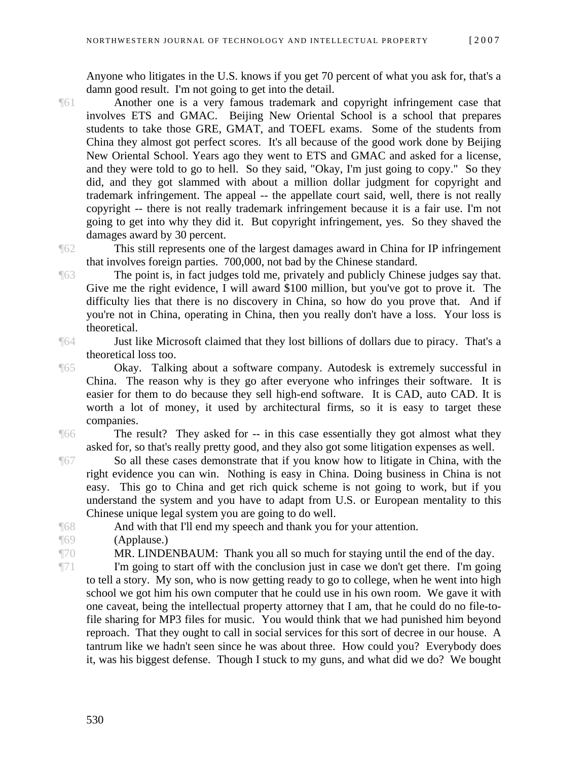Anyone who litigates in the U.S. knows if you get 70 percent of what you ask for, that's a damn good result. I'm not going to get into the detail.

¶61 Another one is a very famous trademark and copyright infringement case that involves ETS and GMAC. Beijing New Oriental School is a school that prepares students to take those GRE, GMAT, and TOEFL exams. Some of the students from China they almost got perfect scores. It's all because of the good work done by Beijing New Oriental School. Years ago they went to ETS and GMAC and asked for a license, and they were told to go to hell. So they said, "Okay, I'm just going to copy." So they did, and they got slammed with about a million dollar judgment for copyright and trademark infringement. The appeal -- the appellate court said, well, there is not really copyright -- there is not really trademark infringement because it is a fair use. I'm not going to get into why they did it. But copyright infringement, yes. So they shaved the damages award by 30 percent.

¶62 This still represents one of the largest damages award in China for IP infringement that involves foreign parties. 700,000, not bad by the Chinese standard.

¶63 The point is, in fact judges told me, privately and publicly Chinese judges say that. Give me the right evidence, I will award $100 million, but you've got to prove it. The difficulty lies that there is no discovery in China, so how do you prove that. And if you're not in China, operating in China, then you really don't have a loss. Your loss is theoretical.

¶64 Just like Microsoft claimed that they lost billions of dollars due to piracy. That's a theoretical loss too.

¶65 Okay. Talking about a software company. Autodesk is extremely successful in China. The reason why is they go after everyone who infringes their software. It is easier for them to do because they sell high-end software. It is CAD, auto CAD. It is worth a lot of money, it used by architectural firms, so it is easy to target these companies.

¶66 The result? They asked for -- in this case essentially they got almost what they asked for, so that's really pretty good, and they also got some litigation expenses as well.

¶67 So all these cases demonstrate that if you know how to litigate in China, with the right evidence you can win. Nothing is easy in China. Doing business in China is not easy. This go to China and get rich quick scheme is not going to work, but if you understand the system and you have to adapt from U.S. or European mentality to this Chinese unique legal system you are going to do well.

¶68 And with that I'll end my speech and thank you for your attention.

¶69 (Applause.)

¶70 MR. LINDENBAUM: Thank you all so much for staying until the end of the day.

¶71 I'm going to start off with the conclusion just in case we don't get there. I'm going to tell a story. My son, who is now getting ready to go to college, when he went into high school we got him his own computer that he could use in his own room. We gave it with one caveat, being the intellectual property attorney that I am, that he could do no file-to-file sharing for MP3 files for music. You would think that we had punished him beyond reproach. That they ought to call in social services for this sort of decree in our house. A tantrum like we hadn't seen since he was about three. How could you? Everybody does it, was his biggest defense. Though I stuck to my guns, and what did we do? We bought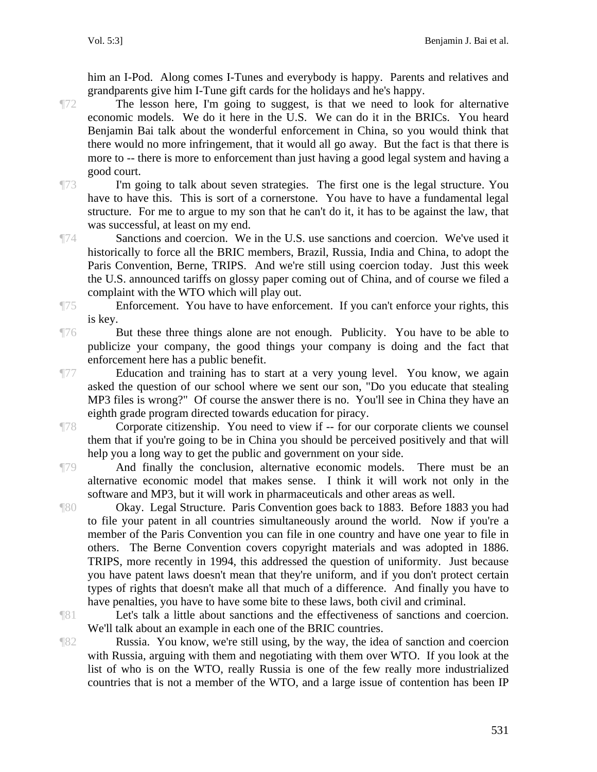him an I-Pod. Along comes I-Tunes and everybody is happy. Parents and relatives and grandparents give him I-Tune gift cards for the holidays and he's happy.

¶72 The lesson here, I'm going to suggest, is that we need to look for alternative economic models. We do it here in the U.S. We can do it in the BRICs. You heard Benjamin Bai talk about the wonderful enforcement in China, so you would think that there would no more infringement, that it would all go away. But the fact is that there is more to -- there is more to enforcement than just having a good legal system and having a good court.

¶73 I'm going to talk about seven strategies. The first one is the legal structure. You have to have this. This is sort of a cornerstone. You have to have a fundamental legal structure. For me to argue to my son that he can't do it, it has to be against the law, that was successful, at least on my end.

¶74 Sanctions and coercion. We in the U.S. use sanctions and coercion. We've used it historically to force all the BRIC members, Brazil, Russia, India and China, to adopt the Paris Convention, Berne, TRIPS. And we're still using coercion today. Just this week the U.S. announced tariffs on glossy paper coming out of China, and of course we filed a complaint with the WTO which will play out.

¶75 Enforcement. You have to have enforcement. If you can't enforce your rights, this is key.

¶76 But these three things alone are not enough. Publicity. You have to be able to publicize your company, the good things your company is doing and the fact that enforcement here has a public benefit.

¶77 Education and training has to start at a very young level. You know, we again asked the question of our school where we sent our son, "Do you educate that stealing MP3 files is wrong?" Of course the answer there is no. You'll see in China they have an eighth grade program directed towards education for piracy.

¶78 Corporate citizenship. You need to view if -- for our corporate clients we counsel them that if you're going to be in China you should be perceived positively and that will help you a long way to get the public and government on your side.

¶79 And finally the conclusion, alternative economic models. There must be an alternative economic model that makes sense. I think it will work not only in the software and MP3, but it will work in pharmaceuticals and other areas as well.

¶80 Okay. Legal Structure. Paris Convention goes back to 1883. Before 1883 you had to file your patent in all countries simultaneously around the world. Now if you're a member of the Paris Convention you can file in one country and have one year to file in others. The Berne Convention covers copyright materials and was adopted in 1886. TRIPS, more recently in 1994, this addressed the question of uniformity. Just because you have patent laws doesn't mean that they're uniform, and if you don't protect certain types of rights that doesn't make all that much of a difference. And finally you have to have penalties, you have to have some bite to these laws, both civil and criminal.

¶81 Let's talk a little about sanctions and the effectiveness of sanctions and coercion. We'll talk about an example in each one of the BRIC countries.

¶82 Russia. You know, we're still using, by the way, the idea of sanction and coercion with Russia, arguing with them and negotiating with them over WTO. If you look at the list of who is on the WTO, really Russia is one of the few really more industrialized countries that is not a member of the WTO, and a large issue of contention has been IP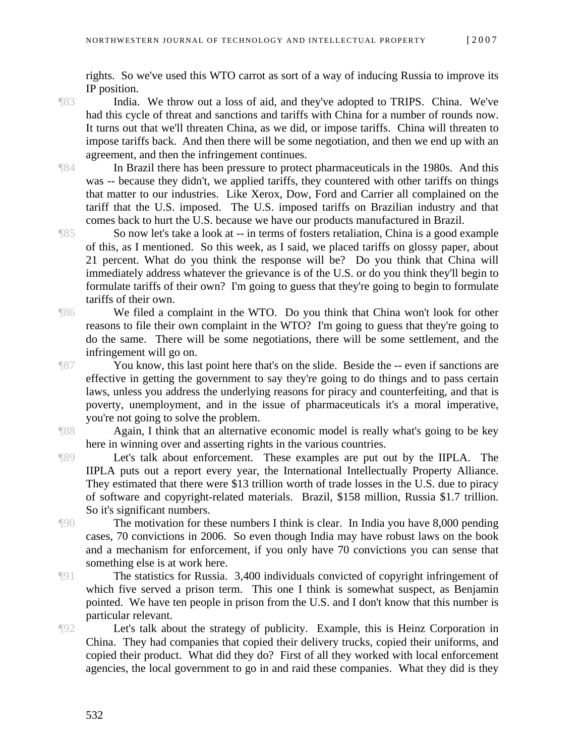rights. So we've used this WTO carrot as sort of a way of inducing Russia to improve its IP position.

¶83 India. We throw out a loss of aid, and they've adopted to TRIPS. China. We've had this cycle of threat and sanctions and tariffs with China for a number of rounds now. It turns out that we'll threaten China, as we did, or impose tariffs. China will threaten to impose tariffs back. And then there will be some negotiation, and then we end up with an agreement, and then the infringement continues.

¶84 In Brazil there has been pressure to protect pharmaceuticals in the 1980s. And this was -- because they didn't, we applied tariffs, they countered with other tariffs on things that matter to our industries. Like Xerox, Dow, Ford and Carrier all complained on the tariff that the U.S. imposed. The U.S. imposed tariffs on Brazilian industry and that comes back to hurt the U.S. because we have our products manufactured in Brazil.

¶85 So now let's take a look at -- in terms of fosters retaliation, China is a good example of this, as I mentioned. So this week, as I said, we placed tariffs on glossy paper, about 21 percent. What do you think the response will be? Do you think that China will immediately address whatever the grievance is of the U.S. or do you think they'll begin to formulate tariffs of their own? I'm going to guess that they're going to begin to formulate tariffs of their own.

¶86 We filed a complaint in the WTO. Do you think that China won't look for other reasons to file their own complaint in the WTO? I'm going to guess that they're going to do the same. There will be some negotiations, there will be some settlement, and the infringement will go on.

¶87 You know, this last point here that's on the slide. Beside the -- even if sanctions are effective in getting the government to say they're going to do things and to pass certain laws, unless you address the underlying reasons for piracy and counterfeiting, and that is poverty, unemployment, and in the issue of pharmaceuticals it's a moral imperative, you're not going to solve the problem.

¶88 Again, I think that an alternative economic model is really what's going to be key here in winning over and asserting rights in the various countries.

¶89 Let's talk about enforcement. These examples are put out by the IIPLA. The IIPLA puts out a report every year, the International Intellectually Property Alliance. They estimated that there were $13 trillion worth of trade losses in the U.S. due to piracy of software and copyright-related materials. Brazil, $158 million, Russia $1.7 trillion. So it's significant numbers.

¶90 The motivation for these numbers I think is clear. In India you have 8,000 pending cases, 70 convictions in 2006. So even though India may have robust laws on the book and a mechanism for enforcement, if you only have 70 convictions you can sense that something else is at work here.

¶91 The statistics for Russia. 3,400 individuals convicted of copyright infringement of which five served a prison term. This one I think is somewhat suspect, as Benjamin pointed. We have ten people in prison from the U.S. and I don't know that this number is particular relevant.

¶92 Let's talk about the strategy of publicity. Example, this is Heinz Corporation in China. They had companies that copied their delivery trucks, copied their uniforms, and copied their product. What did they do? First of all they worked with local enforcement agencies, the local government to go in and raid these companies. What they did is they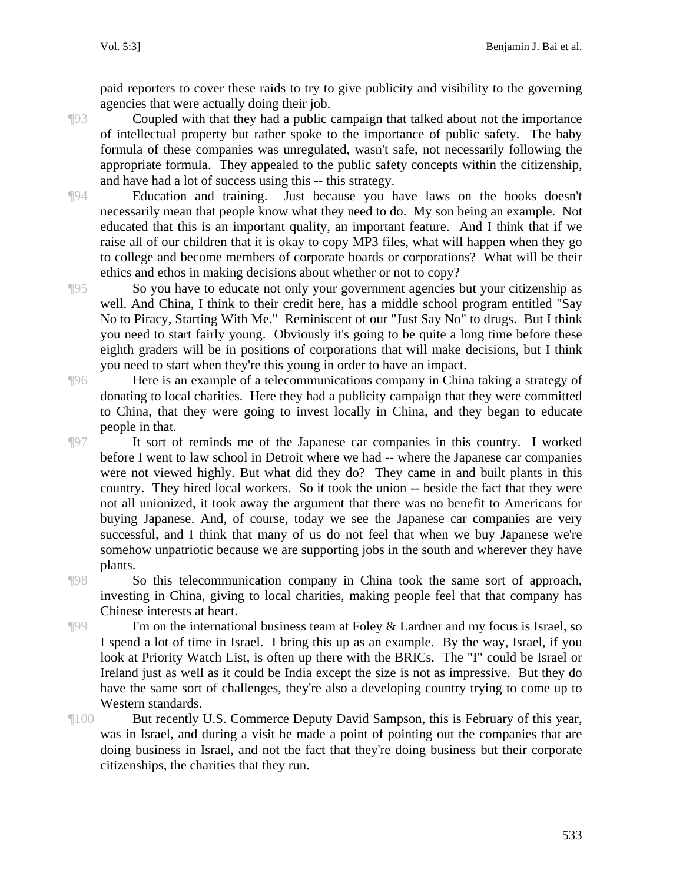paid reporters to cover these raids to try to give publicity and visibility to the governing agencies that were actually doing their job.

¶93 Coupled with that they had a public campaign that talked about not the importance of intellectual property but rather spoke to the importance of public safety. The baby formula of these companies was unregulated, wasn't safe, not necessarily following the appropriate formula. They appealed to the public safety concepts within the citizenship, and have had a lot of success using this -- this strategy.

¶94 Education and training. Just because you have laws on the books doesn't necessarily mean that people know what they need to do. My son being an example. Not educated that this is an important quality, an important feature. And I think that if we raise all of our children that it is okay to copy MP3 files, what will happen when they go to college and become members of corporate boards or corporations? What will be their ethics and ethos in making decisions about whether or not to copy?

¶95 So you have to educate not only your government agencies but your citizenship as well. And China, I think to their credit here, has a middle school program entitled "Say No to Piracy, Starting With Me." Reminiscent of our "Just Say No" to drugs. But I think you need to start fairly young. Obviously it's going to be quite a long time before these eighth graders will be in positions of corporations that will make decisions, but I think you need to start when they're this young in order to have an impact.

¶96 Here is an example of a telecommunications company in China taking a strategy of donating to local charities. Here they had a publicity campaign that they were committed to China, that they were going to invest locally in China, and they began to educate people in that.

¶97 It sort of reminds me of the Japanese car companies in this country. I worked before I went to law school in Detroit where we had -- where the Japanese car companies were not viewed highly. But what did they do? They came in and built plants in this country. They hired local workers. So it took the union -- beside the fact that they were not all unionized, it took away the argument that there was no benefit to Americans for buying Japanese. And, of course, today we see the Japanese car companies are very successful, and I think that many of us do not feel that when we buy Japanese we're somehow unpatriotic because we are supporting jobs in the south and wherever they have plants.

¶98 So this telecommunication company in China took the same sort of approach, investing in China, giving to local charities, making people feel that that company has Chinese interests at heart.

¶99 I'm on the international business team at Foley & Lardner and my focus is Israel, so I spend a lot of time in Israel. I bring this up as an example. By the way, Israel, if you look at Priority Watch List, is often up there with the BRICs. The "I" could be Israel or Ireland just as well as it could be India except the size is not as impressive. But they do have the same sort of challenges, they're also a developing country trying to come up to Western standards.

¶100 But recently U.S. Commerce Deputy David Sampson, this is February of this year, was in Israel, and during a visit he made a point of pointing out the companies that are doing business in Israel, and not the fact that they're doing business but their corporate citizenships, the charities that they run.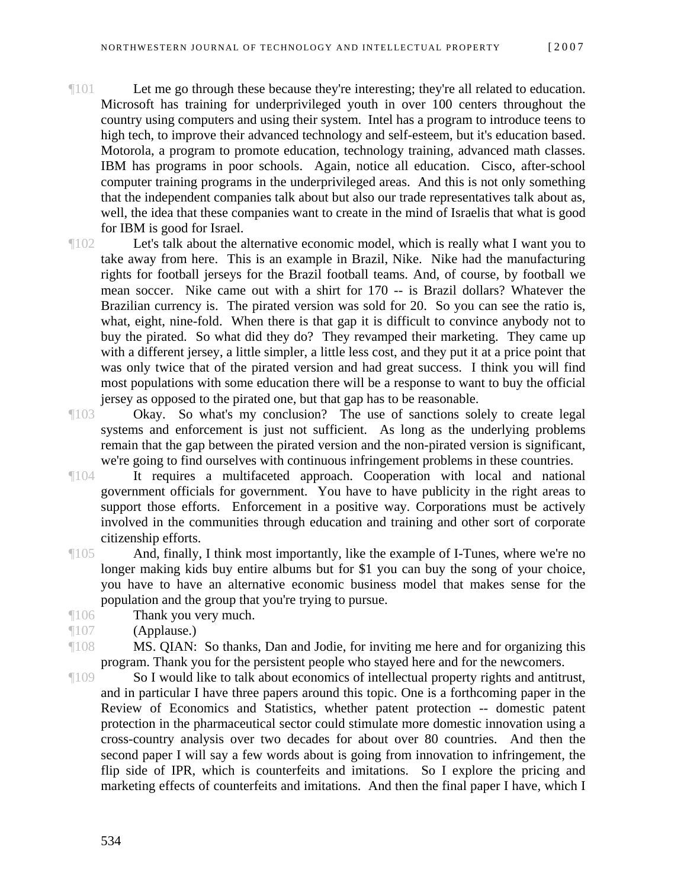¶101 Let me go through these because they're interesting; they're all related to education. Microsoft has training for underprivileged youth in over 100 centers throughout the country using computers and using their system. Intel has a program to introduce teens to high tech, to improve their advanced technology and self-esteem, but it's education based. Motorola, a program to promote education, technology training, advanced math classes. IBM has programs in poor schools. Again, notice all education. Cisco, after-school computer training programs in the underprivileged areas. And this is not only something that the independent companies talk about but also our trade representatives talk about as, well, the idea that these companies want to create in the mind of Israelis that what is good for IBM is good for Israel.

¶102 Let's talk about the alternative economic model, which is really what I want you to take away from here. This is an example in Brazil, Nike. Nike had the manufacturing rights for football jerseys for the Brazil football teams. And, of course, by football we mean soccer. Nike came out with a shirt for 170 -- is Brazil dollars? Whatever the Brazilian currency is. The pirated version was sold for 20. So you can see the ratio is, what, eight, nine-fold. When there is that gap it is difficult to convince anybody not to buy the pirated. So what did they do? They revamped their marketing. They came up with a different jersey, a little simpler, a little less cost, and they put it at a price point that was only twice that of the pirated version and had great success. I think you will find most populations with some education there will be a response to want to buy the official jersey as opposed to the pirated one, but that gap has to be reasonable.

¶103 Okay. So what's my conclusion? The use of sanctions solely to create legal systems and enforcement is just not sufficient. As long as the underlying problems remain that the gap between the pirated version and the non-pirated version is significant, we're going to find ourselves with continuous infringement problems in these countries.

¶104 It requires a multifaceted approach. Cooperation with local and national government officials for government. You have to have publicity in the right areas to support those efforts. Enforcement in a positive way. Corporations must be actively involved in the communities through education and training and other sort of corporate citizenship efforts.

¶105 And, finally, I think most importantly, like the example of I-Tunes, where we're no longer making kids buy entire albums but for $1 you can buy the song of your choice, you have to have an alternative economic business model that makes sense for the population and the group that you're trying to pursue.

¶106 Thank you very much.

¶107 (Applause.)

¶108 MS. QIAN: So thanks, Dan and Jodie, for inviting me here and for organizing this program. Thank you for the persistent people who stayed here and for the newcomers.

¶109 So I would like to talk about economics of intellectual property rights and antitrust, and in particular I have three papers around this topic. One is a forthcoming paper in the Review of Economics and Statistics, whether patent protection -- domestic patent protection in the pharmaceutical sector could stimulate more domestic innovation using a cross-country analysis over two decades for about over 80 countries. And then the second paper I will say a few words about is going from innovation to infringement, the flip side of IPR, which is counterfeits and imitations. So I explore the pricing and marketing effects of counterfeits and imitations. And then the final paper I have, which I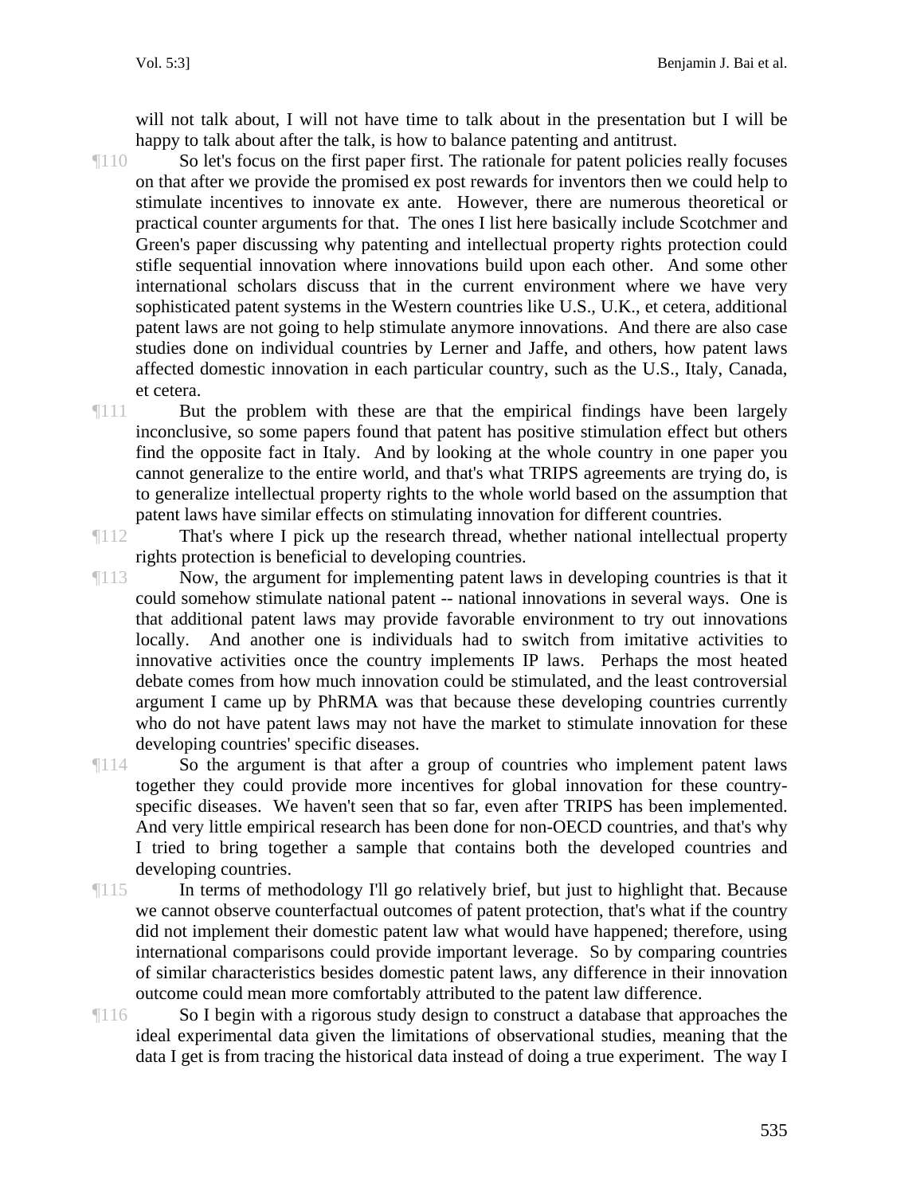will not talk about, I will not have time to talk about in the presentation but I will be happy to talk about after the talk, is how to balance patenting and antitrust.

¶110 So let's focus on the first paper first. The rationale for patent policies really focuses on that after we provide the promised ex post rewards for inventors then we could help to stimulate incentives to innovate ex ante. However, there are numerous theoretical or practical counter arguments for that. The ones I list here basically include Scotchmer and Green's paper discussing why patenting and intellectual property rights protection could stifle sequential innovation where innovations build upon each other. And some other international scholars discuss that in the current environment where we have very sophisticated patent systems in the Western countries like U.S., U.K., et cetera, additional patent laws are not going to help stimulate anymore innovations. And there are also case studies done on individual countries by Lerner and Jaffe, and others, how patent laws affected domestic innovation in each particular country, such as the U.S., Italy, Canada, et cetera.

¶111 But the problem with these are that the empirical findings have been largely inconclusive, so some papers found that patent has positive stimulation effect but others find the opposite fact in Italy. And by looking at the whole country in one paper you cannot generalize to the entire world, and that's what TRIPS agreements are trying do, is to generalize intellectual property rights to the whole world based on the assumption that patent laws have similar effects on stimulating innovation for different countries.

¶112 That's where I pick up the research thread, whether national intellectual property rights protection is beneficial to developing countries.

¶113 Now, the argument for implementing patent laws in developing countries is that it could somehow stimulate national patent -- national innovations in several ways. One is that additional patent laws may provide favorable environment to try out innovations locally. And another one is individuals had to switch from imitative activities to innovative activities once the country implements IP laws. Perhaps the most heated debate comes from how much innovation could be stimulated, and the least controversial argument I came up by PhRMA was that because these developing countries currently who do not have patent laws may not have the market to stimulate innovation for these developing countries' specific diseases.

¶114 So the argument is that after a group of countries who implement patent laws together they could provide more incentives for global innovation for these country-specific diseases. We haven't seen that so far, even after TRIPS has been implemented. And very little empirical research has been done for non-OECD countries, and that's why I tried to bring together a sample that contains both the developed countries and developing countries.

¶115 In terms of methodology I'll go relatively brief, but just to highlight that. Because we cannot observe counterfactual outcomes of patent protection, that's what if the country did not implement their domestic patent law what would have happened; therefore, using international comparisons could provide important leverage. So by comparing countries of similar characteristics besides domestic patent laws, any difference in their innovation outcome could mean more comfortably attributed to the patent law difference.

¶116 So I begin with a rigorous study design to construct a database that approaches the ideal experimental data given the limitations of observational studies, meaning that the data I get is from tracing the historical data instead of doing a true experiment. The way I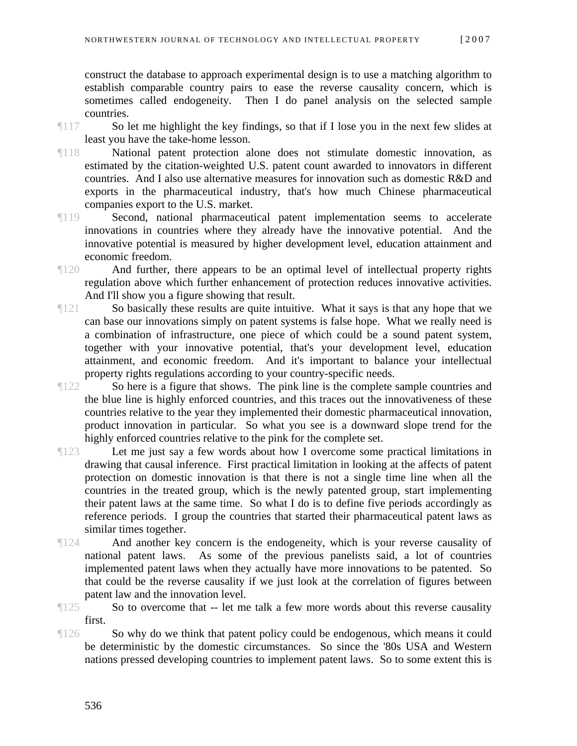construct the database to approach experimental design is to use a matching algorithm to establish comparable country pairs to ease the reverse causality concern, which is sometimes called endogeneity. Then I do panel analysis on the selected sample countries.

¶117 So let me highlight the key findings, so that if I lose you in the next few slides at least you have the take-home lesson.

¶118 National patent protection alone does not stimulate domestic innovation, as estimated by the citation-weighted U.S. patent count awarded to innovators in different countries. And I also use alternative measures for innovation such as domestic R&D and exports in the pharmaceutical industry, that's how much Chinese pharmaceutical companies export to the U.S. market.

¶119 Second, national pharmaceutical patent implementation seems to accelerate innovations in countries where they already have the innovative potential. And the innovative potential is measured by higher development level, education attainment and economic freedom.

¶120 And further, there appears to be an optimal level of intellectual property rights regulation above which further enhancement of protection reduces innovative activities. And I'll show you a figure showing that result.

¶121 So basically these results are quite intuitive. What it says is that any hope that we can base our innovations simply on patent systems is false hope. What we really need is a combination of infrastructure, one piece of which could be a sound patent system, together with your innovative potential, that's your development level, education attainment, and economic freedom. And it's important to balance your intellectual property rights regulations according to your country-specific needs.

¶122 So here is a figure that shows. The pink line is the complete sample countries and the blue line is highly enforced countries, and this traces out the innovativeness of these countries relative to the year they implemented their domestic pharmaceutical innovation, product innovation in particular. So what you see is a downward slope trend for the highly enforced countries relative to the pink for the complete set.

¶123 Let me just say a few words about how I overcome some practical limitations in drawing that causal inference. First practical limitation in looking at the affects of patent protection on domestic innovation is that there is not a single time line when all the countries in the treated group, which is the newly patented group, start implementing their patent laws at the same time. So what I do is to define five periods accordingly as reference periods. I group the countries that started their pharmaceutical patent laws as similar times together.

¶124 And another key concern is the endogeneity, which is your reverse causality of national patent laws. As some of the previous panelists said, a lot of countries implemented patent laws when they actually have more innovations to be patented. So that could be the reverse causality if we just look at the correlation of figures between patent law and the innovation level.

¶125 So to overcome that -- let me talk a few more words about this reverse causality first.

¶126 So why do we think that patent policy could be endogenous, which means it could be deterministic by the domestic circumstances. So since the '80s USA and Western nations pressed developing countries to implement patent laws. So to some extent this is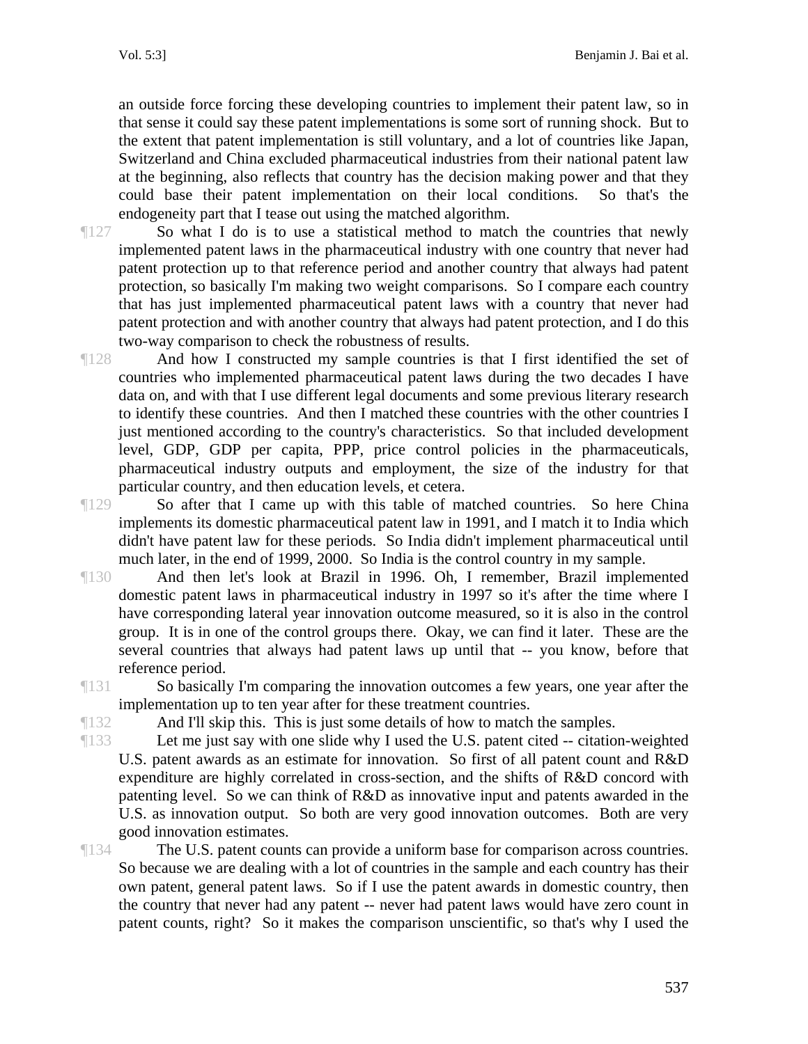an outside force forcing these developing countries to implement their patent law, so in that sense it could say these patent implementations is some sort of running shock. But to the extent that patent implementation is still voluntary, and a lot of countries like Japan, Switzerland and China excluded pharmaceutical industries from their national patent law at the beginning, also reflects that country has the decision making power and that they could base their patent implementation on their local conditions. So that's the endogeneity part that I tease out using the matched algorithm.

¶127 So what I do is to use a statistical method to match the countries that newly implemented patent laws in the pharmaceutical industry with one country that never had patent protection up to that reference period and another country that always had patent protection, so basically I'm making two weight comparisons. So I compare each country that has just implemented pharmaceutical patent laws with a country that never had patent protection and with another country that always had patent protection, and I do this two-way comparison to check the robustness of results.

¶128 And how I constructed my sample countries is that I first identified the set of countries who implemented pharmaceutical patent laws during the two decades I have data on, and with that I use different legal documents and some previous literary research to identify these countries. And then I matched these countries with the other countries I just mentioned according to the country's characteristics. So that included development level, GDP, GDP per capita, PPP, price control policies in the pharmaceuticals, pharmaceutical industry outputs and employment, the size of the industry for that particular country, and then education levels, et cetera.

¶129 So after that I came up with this table of matched countries. So here China implements its domestic pharmaceutical patent law in 1991, and I match it to India which didn't have patent law for these periods. So India didn't implement pharmaceutical until much later, in the end of 1999, 2000. So India is the control country in my sample.

¶130 And then let's look at Brazil in 1996. Oh, I remember, Brazil implemented domestic patent laws in pharmaceutical industry in 1997 so it's after the time where I have corresponding lateral year innovation outcome measured, so it is also in the control group. It is in one of the control groups there. Okay, we can find it later. These are the several countries that always had patent laws up until that -- you know, before that reference period.

¶131 So basically I'm comparing the innovation outcomes a few years, one year after the implementation up to ten year after for these treatment countries.

¶132 And I'll skip this. This is just some details of how to match the samples.

¶133 Let me just say with one slide why I used the U.S. patent cited -- citation-weighted U.S. patent awards as an estimate for innovation. So first of all patent count and R&D expenditure are highly correlated in cross-section, and the shifts of R&D concord with patenting level. So we can think of R&D as innovative input and patents awarded in the U.S. as innovation output. So both are very good innovation outcomes. Both are very good innovation estimates.

¶134 The U.S. patent counts can provide a uniform base for comparison across countries. So because we are dealing with a lot of countries in the sample and each country has their own patent, general patent laws. So if I use the patent awards in domestic country, then the country that never had any patent -- never had patent laws would have zero count in patent counts, right? So it makes the comparison unscientific, so that's why I used the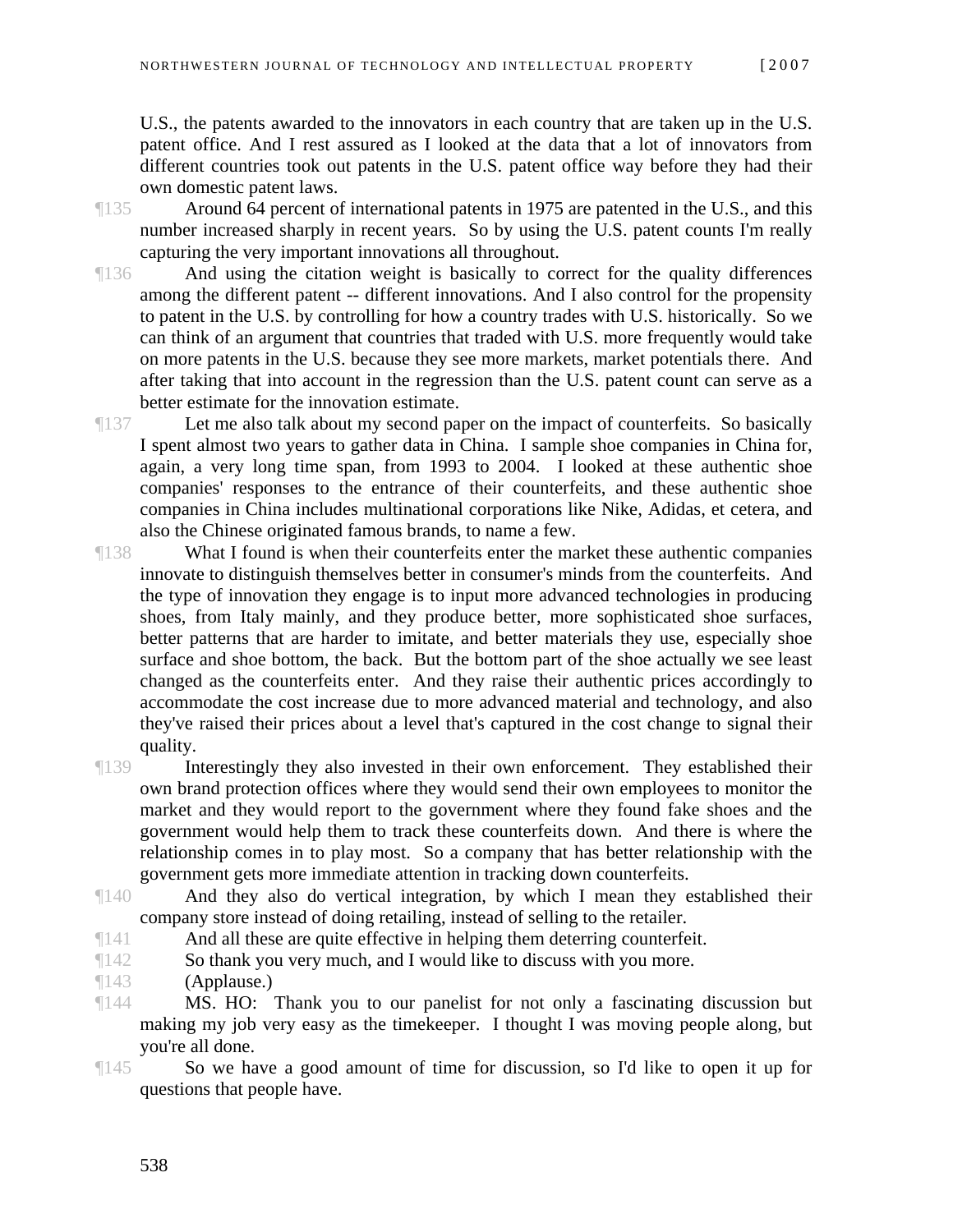U.S., the patents awarded to the innovators in each country that are taken up in the U.S. patent office. And I rest assured as I looked at the data that a lot of innovators from different countries took out patents in the U.S. patent office way before they had their own domestic patent laws.

¶135 Around 64 percent of international patents in 1975 are patented in the U.S., and this number increased sharply in recent years. So by using the U.S. patent counts I'm really capturing the very important innovations all throughout.

¶136 And using the citation weight is basically to correct for the quality differences among the different patent -- different innovations. And I also control for the propensity to patent in the U.S. by controlling for how a country trades with U.S. historically. So we can think of an argument that countries that traded with U.S. more frequently would take on more patents in the U.S. because they see more markets, market potentials there. And after taking that into account in the regression than the U.S. patent count can serve as a better estimate for the innovation estimate.

¶137 Let me also talk about my second paper on the impact of counterfeits. So basically I spent almost two years to gather data in China. I sample shoe companies in China for, again, a very long time span, from 1993 to 2004. I looked at these authentic shoe companies' responses to the entrance of their counterfeits, and these authentic shoe companies in China includes multinational corporations like Nike, Adidas, et cetera, and also the Chinese originated famous brands, to name a few.

¶138 What I found is when their counterfeits enter the market these authentic companies innovate to distinguish themselves better in consumer's minds from the counterfeits. And the type of innovation they engage is to input more advanced technologies in producing shoes, from Italy mainly, and they produce better, more sophisticated shoe surfaces, better patterns that are harder to imitate, and better materials they use, especially shoe surface and shoe bottom, the back. But the bottom part of the shoe actually we see least changed as the counterfeits enter. And they raise their authentic prices accordingly to accommodate the cost increase due to more advanced material and technology, and also they've raised their prices about a level that's captured in the cost change to signal their quality.

¶139 Interestingly they also invested in their own enforcement. They established their own brand protection offices where they would send their own employees to monitor the market and they would report to the government where they found fake shoes and the government would help them to track these counterfeits down. And there is where the relationship comes in to play most. So a company that has better relationship with the government gets more immediate attention in tracking down counterfeits.

¶140 And they also do vertical integration, by which I mean they established their company store instead of doing retailing, instead of selling to the retailer.

¶141 And all these are quite effective in helping them deterring counterfeit.

¶142 So thank you very much, and I would like to discuss with you more.

¶143 (Applause.)

¶144 MS. HO: Thank you to our panelist for not only a fascinating discussion but making my job very easy as the timekeeper. I thought I was moving people along, but you're all done.

¶145 So we have a good amount of time for discussion, so I'd like to open it up for questions that people have.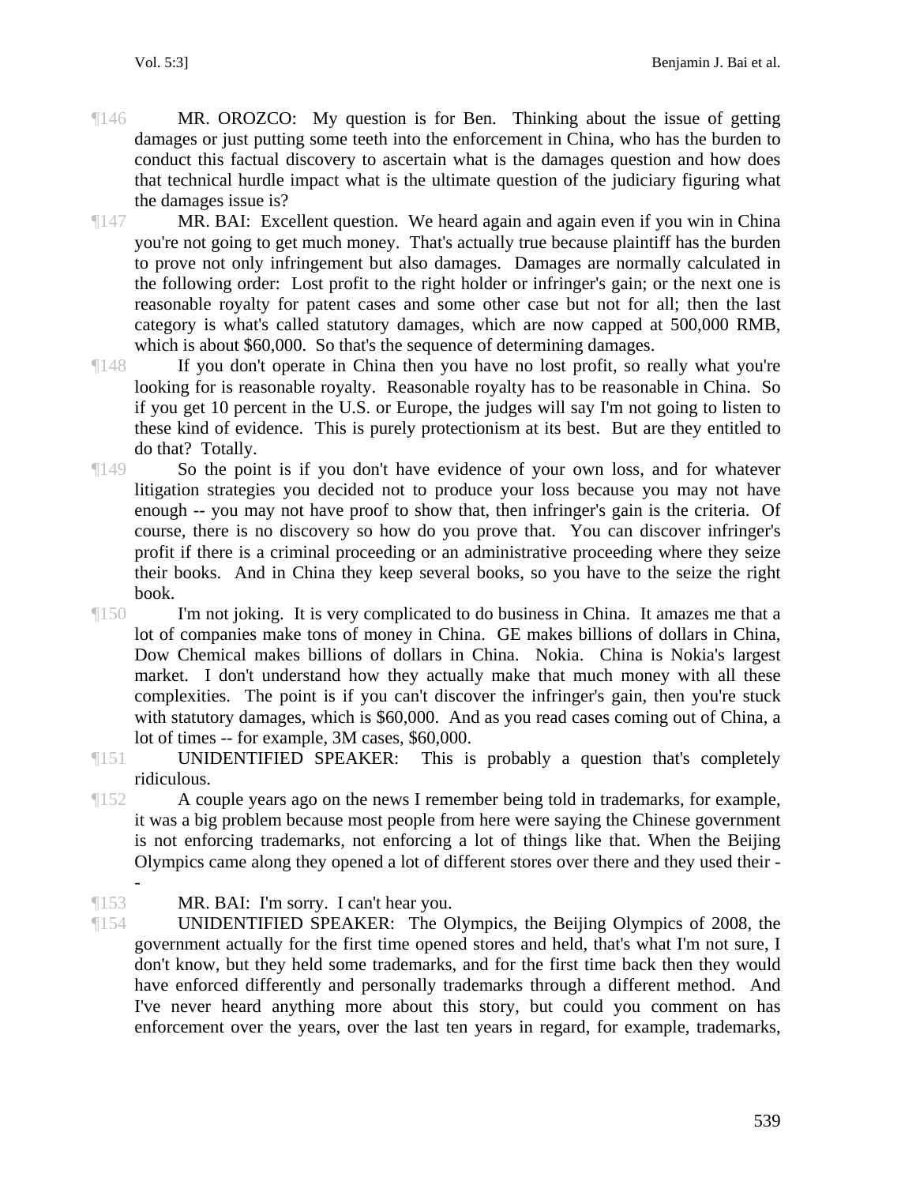¶146 MR. OROZCO: My question is for Ben. Thinking about the issue of getting damages or just putting some teeth into the enforcement in China, who has the burden to conduct this factual discovery to ascertain what is the damages question and how does that technical hurdle impact what is the ultimate question of the judiciary figuring what the damages issue is?

¶147 MR. BAI: Excellent question. We heard again and again even if you win in China you're not going to get much money. That's actually true because plaintiff has the burden to prove not only infringement but also damages. Damages are normally calculated in the following order: Lost profit to the right holder or infringer's gain; or the next one is reasonable royalty for patent cases and some other case but not for all; then the last category is what's called statutory damages, which are now capped at 500,000 RMB, which is about $60,000. So that's the sequence of determining damages.

¶148 If you don't operate in China then you have no lost profit, so really what you're looking for is reasonable royalty. Reasonable royalty has to be reasonable in China. So if you get 10 percent in the U.S. or Europe, the judges will say I'm not going to listen to these kind of evidence. This is purely protectionism at its best. But are they entitled to do that? Totally.

¶149 So the point is if you don't have evidence of your own loss, and for whatever litigation strategies you decided not to produce your loss because you may not have enough -- you may not have proof to show that, then infringer's gain is the criteria. Of course, there is no discovery so how do you prove that. You can discover infringer's profit if there is a criminal proceeding or an administrative proceeding where they seize their books. And in China they keep several books, so you have to the seize the right book.

¶150 I'm not joking. It is very complicated to do business in China. It amazes me that a lot of companies make tons of money in China. GE makes billions of dollars in China, Dow Chemical makes billions of dollars in China. Nokia. China is Nokia's largest market. I don't understand how they actually make that much money with all these complexities. The point is if you can't discover the infringer's gain, then you're stuck with statutory damages, which is $60,000. And as you read cases coming out of China, a lot of times -- for example, 3M cases, $60,000.

¶151 UNIDENTIFIED SPEAKER: This is probably a question that's completely ridiculous.

¶152 A couple years ago on the news I remember being told in trademarks, for example, it was a big problem because most people from here were saying the Chinese government is not enforcing trademarks, not enforcing a lot of things like that. When the Beijing Olympics came along they opened a lot of different stores over there and they used their --

¶153 MR. BAI: I'm sorry. I can't hear you.

¶154 UNIDENTIFIED SPEAKER: The Olympics, the Beijing Olympics of 2008, the government actually for the first time opened stores and held, that's what I'm not sure, I don't know, but they held some trademarks, and for the first time back then they would have enforced differently and personally trademarks through a different method. And I've never heard anything more about this story, but could you comment on has enforcement over the years, over the last ten years in regard, for example, trademarks,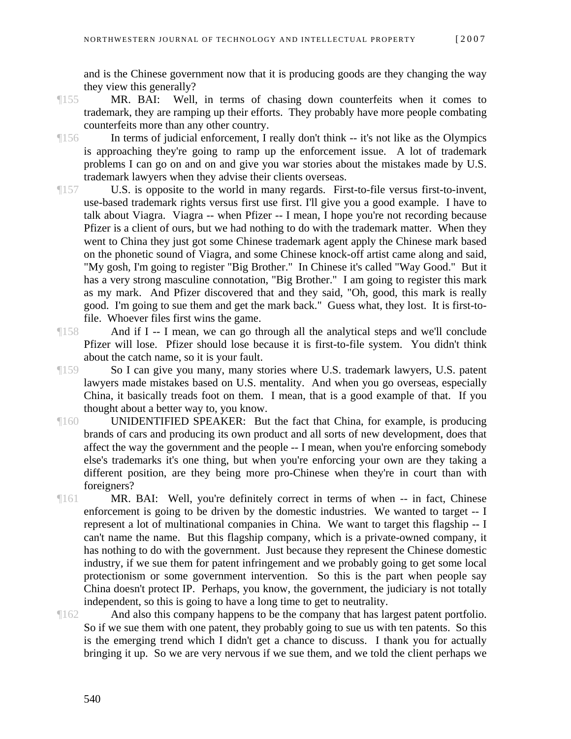and is the Chinese government now that it is producing goods are they changing the way they view this generally?

¶155 MR. BAI: Well, in terms of chasing down counterfeits when it comes to trademark, they are ramping up their efforts. They probably have more people combating counterfeits more than any other country.

¶156 In terms of judicial enforcement, I really don't think -- it's not like as the Olympics is approaching they're going to ramp up the enforcement issue. A lot of trademark problems I can go on and on and give you war stories about the mistakes made by U.S. trademark lawyers when they advise their clients overseas.

¶157 U.S. is opposite to the world in many regards. First-to-file versus first-to-invent, use-based trademark rights versus first use first. I'll give you a good example. I have to talk about Viagra. Viagra -- when Pfizer -- I mean, I hope you're not recording because Pfizer is a client of ours, but we had nothing to do with the trademark matter. When they went to China they just got some Chinese trademark agent apply the Chinese mark based on the phonetic sound of Viagra, and some Chinese knock-off artist came along and said, "My gosh, I'm going to register "Big Brother." In Chinese it's called "Way Good." But it has a very strong masculine connotation, "Big Brother." I am going to register this mark as my mark. And Pfizer discovered that and they said, "Oh, good, this mark is really good. I'm going to sue them and get the mark back." Guess what, they lost. It is first-to-file. Whoever files first wins the game.

¶158 And if I -- I mean, we can go through all the analytical steps and we'll conclude Pfizer will lose. Pfizer should lose because it is first-to-file system. You didn't think about the catch name, so it is your fault.

¶159 So I can give you many, many stories where U.S. trademark lawyers, U.S. patent lawyers made mistakes based on U.S. mentality. And when you go overseas, especially China, it basically treads foot on them. I mean, that is a good example of that. If you thought about a better way to, you know.

¶160 UNIDENTIFIED SPEAKER: But the fact that China, for example, is producing brands of cars and producing its own product and all sorts of new development, does that affect the way the government and the people -- I mean, when you're enforcing somebody else's trademarks it's one thing, but when you're enforcing your own are they taking a different position, are they being more pro-Chinese when they're in court than with foreigners?

¶161 MR. BAI: Well, you're definitely correct in terms of when -- in fact, Chinese enforcement is going to be driven by the domestic industries. We wanted to target -- I represent a lot of multinational companies in China. We want to target this flagship -- I can't name the name. But this flagship company, which is a private-owned company, it has nothing to do with the government. Just because they represent the Chinese domestic industry, if we sue them for patent infringement and we probably going to get some local protectionism or some government intervention. So this is the part when people say China doesn't protect IP. Perhaps, you know, the government, the judiciary is not totally independent, so this is going to have a long time to get to neutrality.

¶162 And also this company happens to be the company that has largest patent portfolio. So if we sue them with one patent, they probably going to sue us with ten patents. So this is the emerging trend which I didn't get a chance to discuss. I thank you for actually bringing it up. So we are very nervous if we sue them, and we told the client perhaps we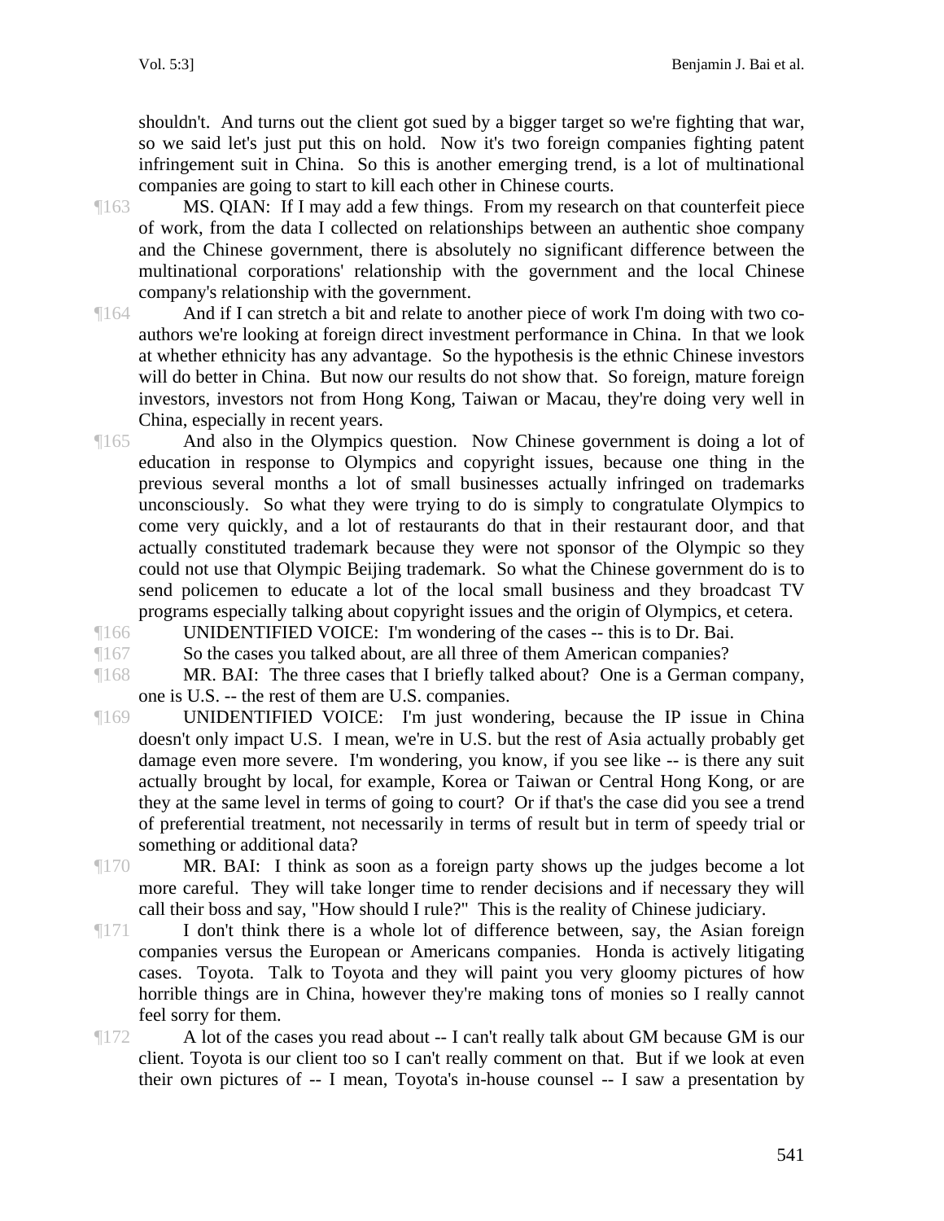shouldn't. And turns out the client got sued by a bigger target so we're fighting that war, so we said let's just put this on hold. Now it's two foreign companies fighting patent infringement suit in China. So this is another emerging trend, is a lot of multinational companies are going to start to kill each other in Chinese courts.

¶163 MS. QIAN: If I may add a few things. From my research on that counterfeit piece of work, from the data I collected on relationships between an authentic shoe company and the Chinese government, there is absolutely no significant difference between the multinational corporations' relationship with the government and the local Chinese company's relationship with the government.

¶164 And if I can stretch a bit and relate to another piece of work I'm doing with two co-authors we're looking at foreign direct investment performance in China. In that we look at whether ethnicity has any advantage. So the hypothesis is the ethnic Chinese investors will do better in China. But now our results do not show that. So foreign, mature foreign investors, investors not from Hong Kong, Taiwan or Macau, they're doing very well in China, especially in recent years.

¶165 And also in the Olympics question. Now Chinese government is doing a lot of education in response to Olympics and copyright issues, because one thing in the previous several months a lot of small businesses actually infringed on trademarks unconsciously. So what they were trying to do is simply to congratulate Olympics to come very quickly, and a lot of restaurants do that in their restaurant door, and that actually constituted trademark because they were not sponsor of the Olympic so they could not use that Olympic Beijing trademark. So what the Chinese government do is to send policemen to educate a lot of the local small business and they broadcast TV programs especially talking about copyright issues and the origin of Olympics, et cetera.

¶166 UNIDENTIFIED VOICE: I'm wondering of the cases -- this is to Dr. Bai.

¶167 So the cases you talked about, are all three of them American companies?

¶168 MR. BAI: The three cases that I briefly talked about? One is a German company, one is U.S. -- the rest of them are U.S. companies.

¶169 UNIDENTIFIED VOICE: I'm just wondering, because the IP issue in China doesn't only impact U.S. I mean, we're in U.S. but the rest of Asia actually probably get damage even more severe. I'm wondering, you know, if you see like -- is there any suit actually brought by local, for example, Korea or Taiwan or Central Hong Kong, or are they at the same level in terms of going to court? Or if that's the case did you see a trend of preferential treatment, not necessarily in terms of result but in term of speedy trial or something or additional data?

¶170 MR. BAI: I think as soon as a foreign party shows up the judges become a lot more careful. They will take longer time to render decisions and if necessary they will call their boss and say, "How should I rule?" This is the reality of Chinese judiciary.

¶171 I don't think there is a whole lot of difference between, say, the Asian foreign companies versus the European or Americans companies. Honda is actively litigating cases. Toyota. Talk to Toyota and they will paint you very gloomy pictures of how horrible things are in China, however they're making tons of monies so I really cannot feel sorry for them.

¶172 A lot of the cases you read about -- I can't really talk about GM because GM is our client. Toyota is our client too so I can't really comment on that. But if we look at even their own pictures of -- I mean, Toyota's in-house counsel -- I saw a presentation by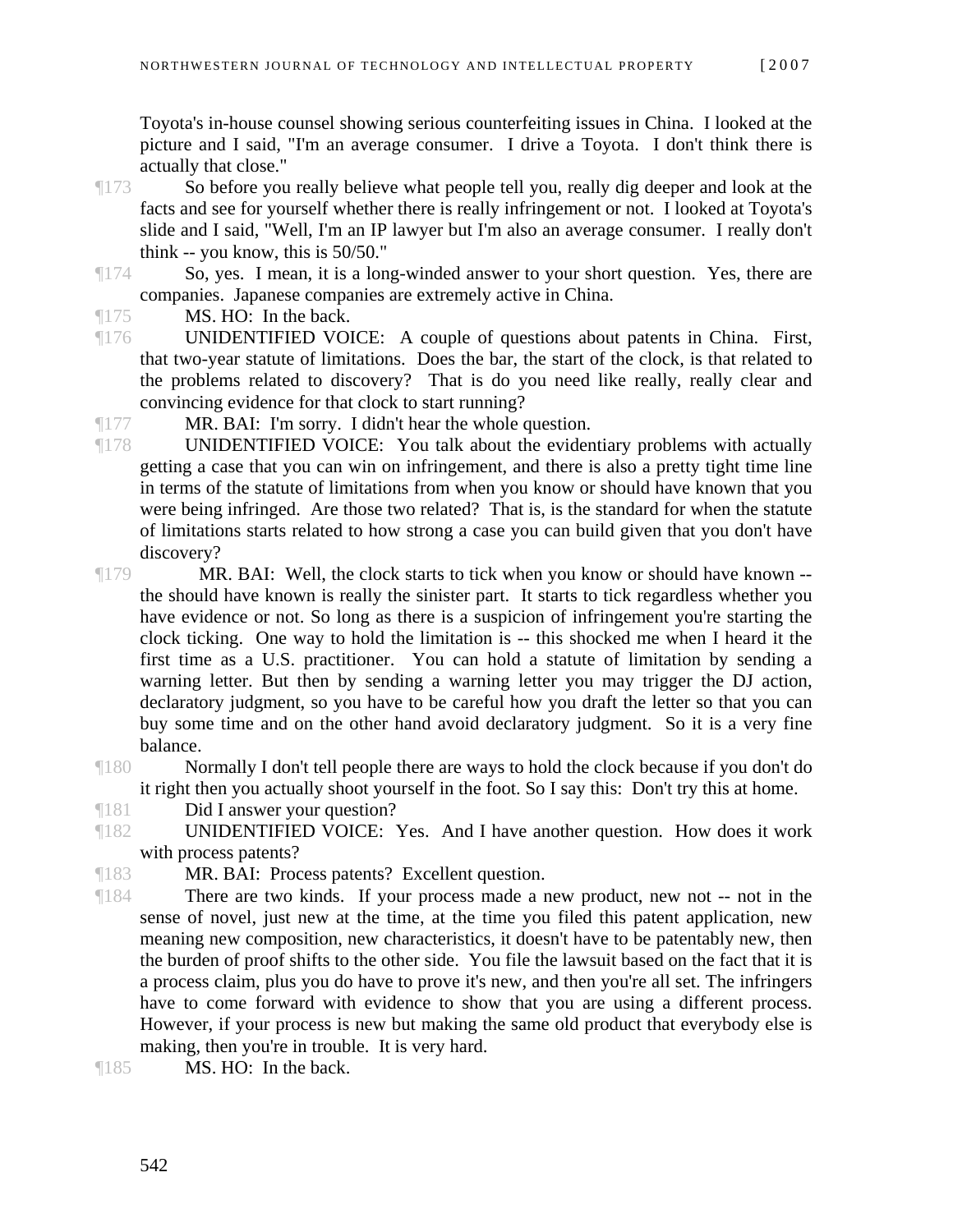Toyota's in-house counsel showing serious counterfeiting issues in China. I looked at the picture and I said, "I'm an average consumer. I drive a Toyota. I don't think there is actually that close."

¶173 So before you really believe what people tell you, really dig deeper and look at the facts and see for yourself whether there is really infringement or not. I looked at Toyota's slide and I said, "Well, I'm an IP lawyer but I'm also an average consumer. I really don't think -- you know, this is 50/50."

¶174 So, yes. I mean, it is a long-winded answer to your short question. Yes, there are companies. Japanese companies are extremely active in China.

¶175 MS. HO: In the back.

¶176 UNIDENTIFIED VOICE: A couple of questions about patents in China. First, that two-year statute of limitations. Does the bar, the start of the clock, is that related to the problems related to discovery? That is do you need like really, really clear and convincing evidence for that clock to start running?

¶177 MR. BAI: I'm sorry. I didn't hear the whole question.

¶178 UNIDENTIFIED VOICE: You talk about the evidentiary problems with actually getting a case that you can win on infringement, and there is also a pretty tight time line in terms of the statute of limitations from when you know or should have known that you were being infringed. Are those two related? That is, is the standard for when the statute of limitations starts related to how strong a case you can build given that you don't have discovery?

¶179 MR. BAI: Well, the clock starts to tick when you know or should have known -- the should have known is really the sinister part. It starts to tick regardless whether you have evidence or not. So long as there is a suspicion of infringement you're starting the clock ticking. One way to hold the limitation is -- this shocked me when I heard it the first time as a U.S. practitioner. You can hold a statute of limitation by sending a warning letter. But then by sending a warning letter you may trigger the DJ action, declaratory judgment, so you have to be careful how you draft the letter so that you can buy some time and on the other hand avoid declaratory judgment. So it is a very fine balance.

¶180 Normally I don't tell people there are ways to hold the clock because if you don't do it right then you actually shoot yourself in the foot. So I say this: Don't try this at home.

¶181 Did I answer your question?

¶182 UNIDENTIFIED VOICE: Yes. And I have another question. How does it work with process patents?

¶183 MR. BAI: Process patents? Excellent question.

¶184 There are two kinds. If your process made a new product, new not -- not in the sense of novel, just new at the time, at the time you filed this patent application, new meaning new composition, new characteristics, it doesn't have to be patentably new, then the burden of proof shifts to the other side. You file the lawsuit based on the fact that it is a process claim, plus you do have to prove it's new, and then you're all set. The infringers have to come forward with evidence to show that you are using a different process. However, if your process is new but making the same old product that everybody else is making, then you're in trouble. It is very hard.

¶185 MS. HO: In the back.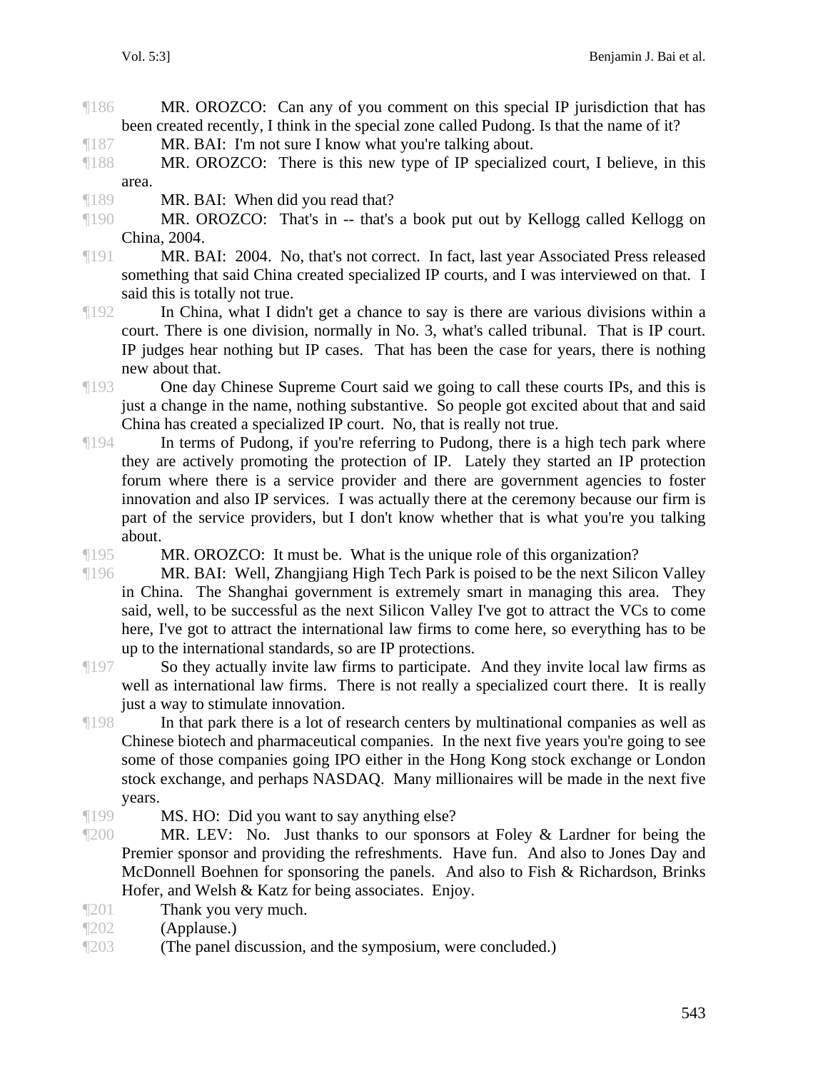¶186 MR. OROZCO: Can any of you comment on this special IP jurisdiction that has been created recently, I think in the special zone called Pudong. Is that the name of it?

¶187 MR. BAI: I'm not sure I know what you're talking about.

¶188 MR. OROZCO: There is this new type of IP specialized court, I believe, in this area.

¶189 MR. BAI: When did you read that?

¶190 MR. OROZCO: That's in -- that's a book put out by Kellogg called Kellogg on China, 2004.

¶191 MR. BAI: 2004. No, that's not correct. In fact, last year Associated Press released something that said China created specialized IP courts, and I was interviewed on that. I said this is totally not true.

¶192 In China, what I didn't get a chance to say is there are various divisions within a court. There is one division, normally in No. 3, what's called tribunal. That is IP court. IP judges hear nothing but IP cases. That has been the case for years, there is nothing new about that.

¶193 One day Chinese Supreme Court said we going to call these courts IPs, and this is just a change in the name, nothing substantive. So people got excited about that and said China has created a specialized IP court. No, that is really not true.

¶194 In terms of Pudong, if you're referring to Pudong, there is a high tech park where they are actively promoting the protection of IP. Lately they started an IP protection forum where there is a service provider and there are government agencies to foster innovation and also IP services. I was actually there at the ceremony because our firm is part of the service providers, but I don't know whether that is what you're you talking about.

¶195 MR. OROZCO: It must be. What is the unique role of this organization?

¶196 MR. BAI: Well, Zhangjiang High Tech Park is poised to be the next Silicon Valley in China. The Shanghai government is extremely smart in managing this area. They said, well, to be successful as the next Silicon Valley I've got to attract the VCs to come here, I've got to attract the international law firms to come here, so everything has to be up to the international standards, so are IP protections.

¶197 So they actually invite law firms to participate. And they invite local law firms as well as international law firms. There is not really a specialized court there. It is really just a way to stimulate innovation.

¶198 In that park there is a lot of research centers by multinational companies as well as Chinese biotech and pharmaceutical companies. In the next five years you're going to see some of those companies going IPO either in the Hong Kong stock exchange or London stock exchange, and perhaps NASDAQ. Many millionaires will be made in the next five years.

¶199 MS. HO: Did you want to say anything else?

¶200 MR. LEV: No. Just thanks to our sponsors at Foley & Lardner for being the Premier sponsor and providing the refreshments. Have fun. And also to Jones Day and McDonnell Boehnen for sponsoring the panels. And also to Fish & Richardson, Brinks Hofer, and Welsh & Katz for being associates. Enjoy.

¶201 Thank you very much.

¶202 (Applause.)

¶203 (The panel discussion, and the symposium, were concluded.)